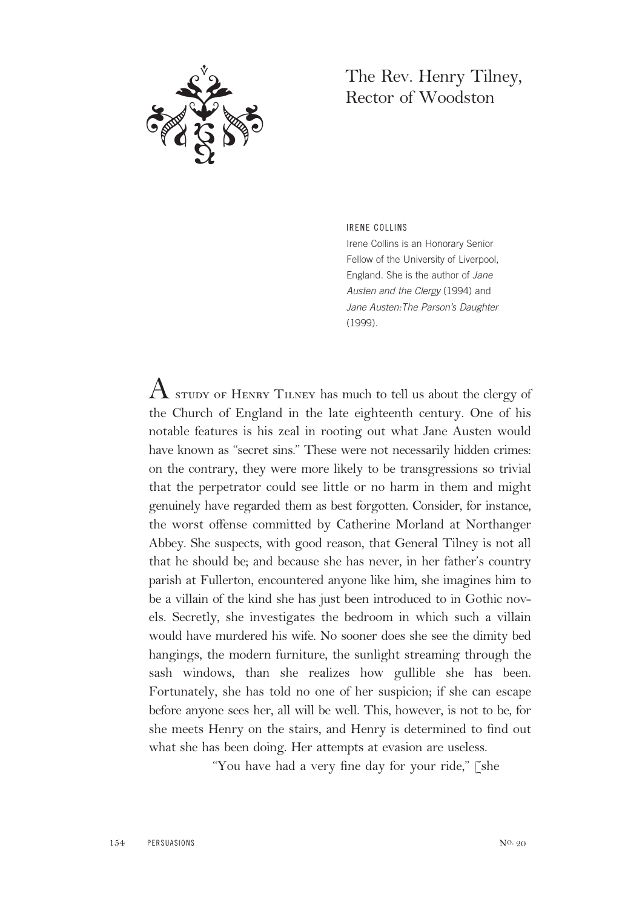# The Rev. Henry Tilney, Rector of Woodston

IRENE COLLINS

Irene Collins is an Honorary Senior Fellow of the University of Liverpool, England. She is the author of *Jane Austen and the Clergy* (1994) and *Jane Austen: The Parson's Daughter* (1999).

A STUDY OF HENRY TILNEY has much to tell us about the clergy of the Church of England in the late eighteenth century. One of his notable features is his zeal in rooting out what Jane Austen would have known as "secret sins." These were not necessarily hidden crimes: on the contrary, they were more likely to be transgressions so trivial that the perpetrator could see little or no harm in them and might genuinely have regarded them as best forgotten. Consider, for instance, the worst offense committed by Catherine Morland at Northanger Abbey. She suspects, with good reason, that General Tilney is not all that he should be; and because she has never, in her father's country parish at Fullerton, encountered anyone like him, she imagines him to be a villain of the kind she has just been introduced to in Gothic novels. Secretly, she investigates the bedroom in which such a villain would have murdered his wife. No sooner does she see the dimity bed hangings, the modern furniture, the sunlight streaming through the sash windows, than she realizes how gullible she has been. Fortunately, she has told no one of her suspicion; if she can escape before anyone sees her, all will be well. This, however, is not to be, for she meets Henry on the stairs, and Henry is determined to find out what she has been doing. Her attempts at evasion are useless.

"You have had a very fine day for your ride," [she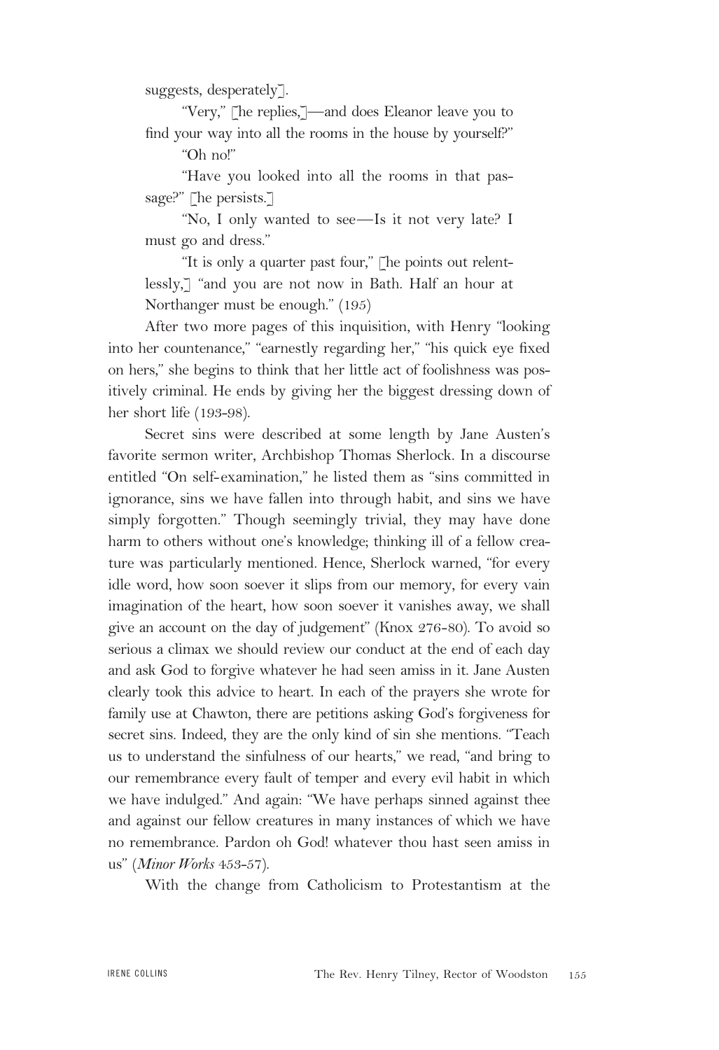suggests, desperately].

"Very," [he replies,]—and does Eleanor leave you to find your way into all the rooms in the house by yourself?"

"Oh no!"

"Have you looked into all the rooms in that passage?" [he persists.]

"No, I only wanted to see—Is it not very late? I must go and dress."

"It is only a quarter past four," [he points out relentlessly,] "and you are not now in Bath. Half an hour at Northanger must be enough." (195)

After two more pages of this inquisition, with Henry "looking into her countenance," "earnestly regarding her," "his quick eye fixed on hers," she begins to think that her little act of foolishness was positively criminal. He ends by giving her the biggest dressing down of her short life (193-98).

Secret sins were described at some length by Jane Austen's favorite sermon writer, Archbishop Thomas Sherlock. In a discourse entitled "On self-examination," he listed them as "sins committed in ignorance, sins we have fallen into through habit, and sins we have simply forgotten." Though seemingly trivial, they may have done harm to others without one's knowledge; thinking ill of a fellow creature was particularly mentioned. Hence, Sherlock warned, "for every idle word, how soon soever it slips from our memory, for every vain imagination of the heart, how soon soever it vanishes away, we shall give an account on the day of judgement" (Knox 276-80). To avoid so serious a climax we should review our conduct at the end of each day and ask God to forgive whatever he had seen amiss in it. Jane Austen clearly took this advice to heart. In each of the prayers she wrote for family use at Chawton, there are petitions asking God's forgiveness for secret sins. Indeed, they are the only kind of sin she mentions. "Teach us to understand the sinfulness of our hearts," we read, "and bring to our remembrance every fault of temper and every evil habit in which we have indulged." And again: "We have perhaps sinned against thee and against our fellow creatures in many instances of which we have no remembrance. Pardon oh God! whatever thou hast seen amiss in us" (*Minor Works* 453-57).

With the change from Catholicism to Protestantism at the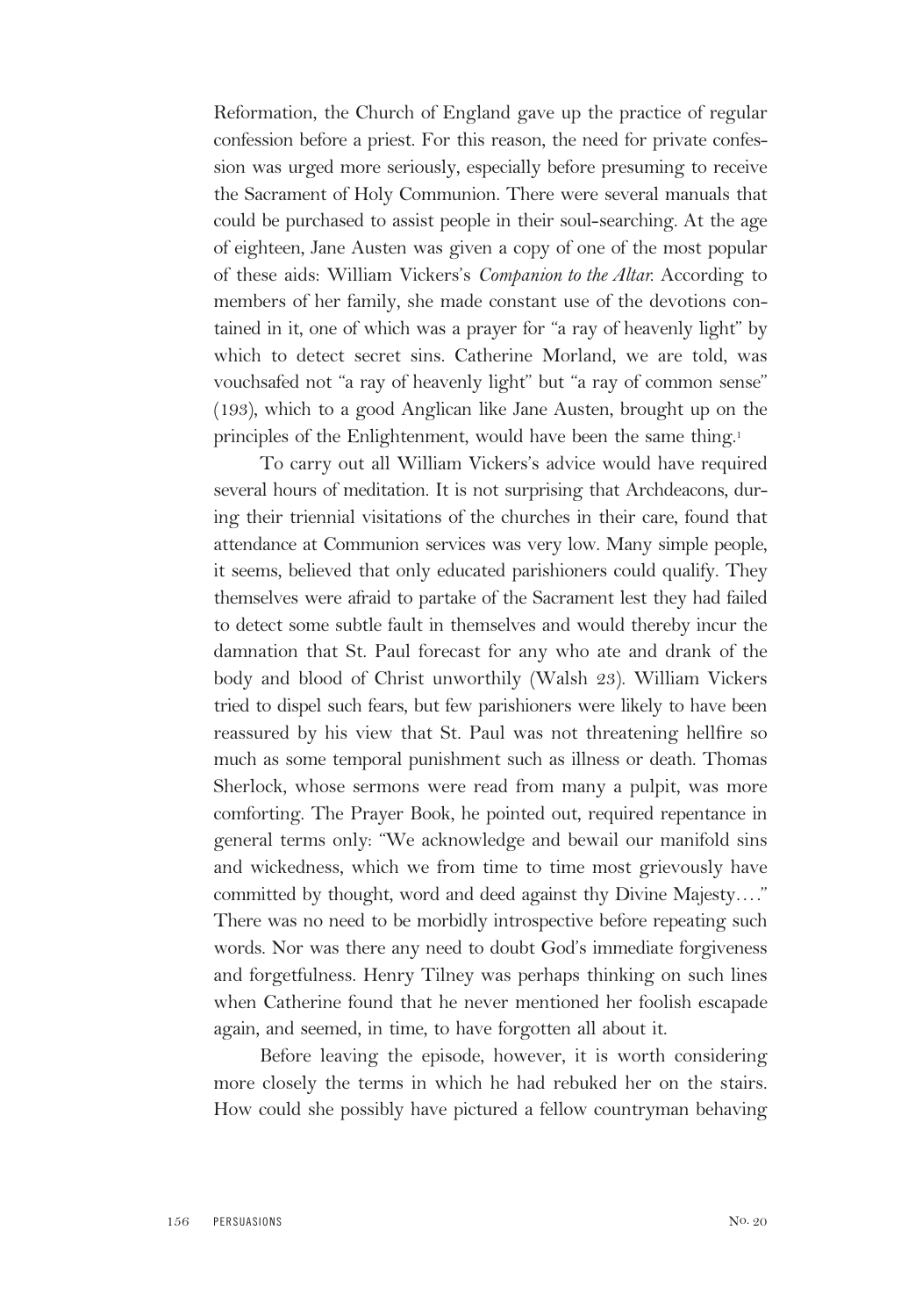Reformation, the Church of England gave up the practice of regular confession before a priest. For this reason, the need for private confession was urged more seriously, especially before presuming to receive the Sacrament of Holy Communion. There were several manuals that could be purchased to assist people in their soul-searching. At the age of eighteen, Jane Austen was given a copy of one of the most popular of these aids: William Vickers's *Companion to the Altar.* According to members of her family, she made constant use of the devotions contained in it, one of which was a prayer for "a ray of heavenly light" by which to detect secret sins. Catherine Morland, we are told, was vouchsafed not "a ray of heavenly light" but "a ray of common sense" (193), which to a good Anglican like Jane Austen, brought up on the principles of the Enlightenment, would have been the same thing.[1]

To carry out all William Vickers's advice would have required several hours of meditation. It is not surprising that Archdeacons, during their triennial visitations of the churches in their care, found that attendance at Communion services was very low. Many simple people, it seems, believed that only educated parishioners could qualify. They themselves were afraid to partake of the Sacrament lest they had failed to detect some subtle fault in themselves and would thereby incur the damnation that St. Paul forecast for any who ate and drank of the body and blood of Christ unworthily (Walsh 23). William Vickers tried to dispel such fears, but few parishioners were likely to have been reassured by his view that St. Paul was not threatening hellfire so much as some temporal punishment such as illness or death. Thomas Sherlock, whose sermons were read from many a pulpit, was more comforting. The Prayer Book, he pointed out, required repentance in general terms only: "We acknowledge and bewail our manifold sins and wickedness, which we from time to time most grievously have committed by thought, word and deed against thy Divine Majesty. . . ." There was no need to be morbidly introspective before repeating such words. Nor was there any need to doubt God's immediate forgiveness and forgetfulness. Henry Tilney was perhaps thinking on such lines when Catherine found that he never mentioned her foolish escapade again, and seemed, in time, to have forgotten all about it.

Before leaving the episode, however, it is worth considering more closely the terms in which he had rebuked her on the stairs. How could she possibly have pictured a fellow countryman behaving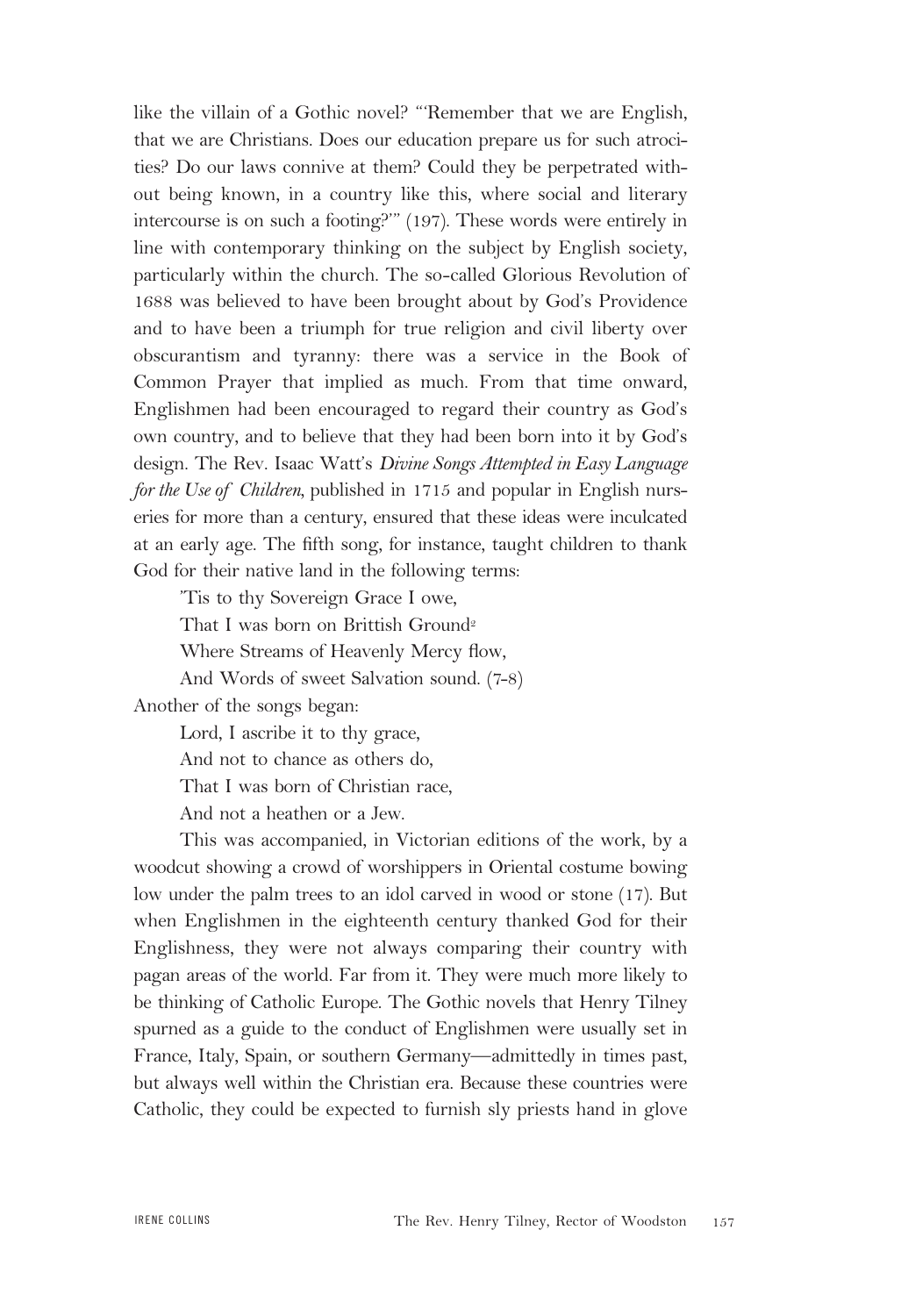like the villain of a Gothic novel? "'Remember that we are English, that we are Christians. Does our education prepare us for such atrocities? Do our laws connive at them? Could they be perpetrated without being known, in a country like this, where social and literary intercourse is on such a footing?'" (197). These words were entirely in line with contemporary thinking on the subject by English society, particularly within the church. The so-called Glorious Revolution of 1688 was believed to have been brought about by God's Providence and to have been a triumph for true religion and civil liberty over obscurantism and tyranny: there was a service in the Book of Common Prayer that implied as much. From that time onward, Englishmen had been encouraged to regard their country as God's own country, and to believe that they had been born into it by God's design. The Rev. Isaac Watt's *Divine Songs Attempted in Easy Language for the Use of Children*, published in 1715 and popular in English nurseries for more than a century, ensured that these ideas were inculcated at an early age. The fifth song, for instance, taught children to thank God for their native land in the following terms:

> 'Tis to thy Sovereign Grace I owe,
> That I was born on Brittish Ground[2]
> Where Streams of Heavenly Mercy flow,
> And Words of sweet Salvation sound. (7-8)

Another of the songs began:

> Lord, I ascribe it to thy grace,
> And not to chance as others do,
> That I was born of Christian race,
> And not a heathen or a Jew.

This was accompanied, in Victorian editions of the work, by a woodcut showing a crowd of worshippers in Oriental costume bowing low under the palm trees to an idol carved in wood or stone (17). But when Englishmen in the eighteenth century thanked God for their Englishness, they were not always comparing their country with pagan areas of the world. Far from it. They were much more likely to be thinking of Catholic Europe. The Gothic novels that Henry Tilney spurned as a guide to the conduct of Englishmen were usually set in France, Italy, Spain, or southern Germany—admittedly in times past, but always well within the Christian era. Because these countries were Catholic, they could be expected to furnish sly priests hand in glove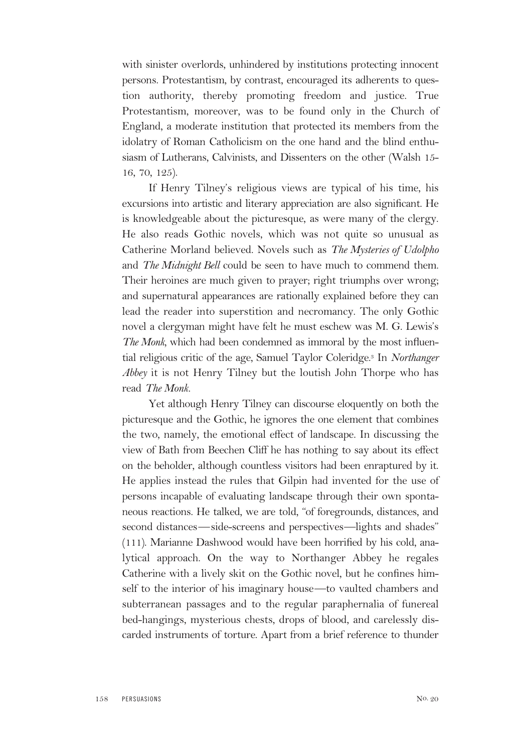with sinister overlords, unhindered by institutions protecting innocent persons. Protestantism, by contrast, encouraged its adherents to question authority, thereby promoting freedom and justice. True Protestantism, moreover, was to be found only in the Church of England, a moderate institution that protected its members from the idolatry of Roman Catholicism on the one hand and the blind enthusiasm of Lutherans, Calvinists, and Dissenters on the other (Walsh 15-16, 70, 125).

If Henry Tilney's religious views are typical of his time, his excursions into artistic and literary appreciation are also significant. He is knowledgeable about the picturesque, as were many of the clergy. He also reads Gothic novels, which was not quite so unusual as Catherine Morland believed. Novels such as *The Mysteries of Udolpho* and *The Midnight Bell* could be seen to have much to commend them. Their heroines are much given to prayer; right triumphs over wrong; and supernatural appearances are rationally explained before they can lead the reader into superstition and necromancy. The only Gothic novel a clergyman might have felt he must eschew was M. G. Lewis's *The Monk*, which had been condemned as immoral by the most influential religious critic of the age, Samuel Taylor Coleridge.[3] In *Northanger Abbey* it is not Henry Tilney but the loutish John Thorpe who has read *The Monk*.

Yet although Henry Tilney can discourse eloquently on both the picturesque and the Gothic, he ignores the one element that combines the two, namely, the emotional effect of landscape. In discussing the view of Bath from Beechen Cliff he has nothing to say about its effect on the beholder, although countless visitors had been enraptured by it. He applies instead the rules that Gilpin had invented for the use of persons incapable of evaluating landscape through their own spontaneous reactions. He talked, we are told, "of foregrounds, distances, and second distances—side-screens and perspectives—lights and shades" (111). Marianne Dashwood would have been horrified by his cold, analytical approach. On the way to Northanger Abbey he regales Catherine with a lively skit on the Gothic novel, but he confines himself to the interior of his imaginary house—to vaulted chambers and subterranean passages and to the regular paraphernalia of funereal bed-hangings, mysterious chests, drops of blood, and carelessly discarded instruments of torture. Apart from a brief reference to thunder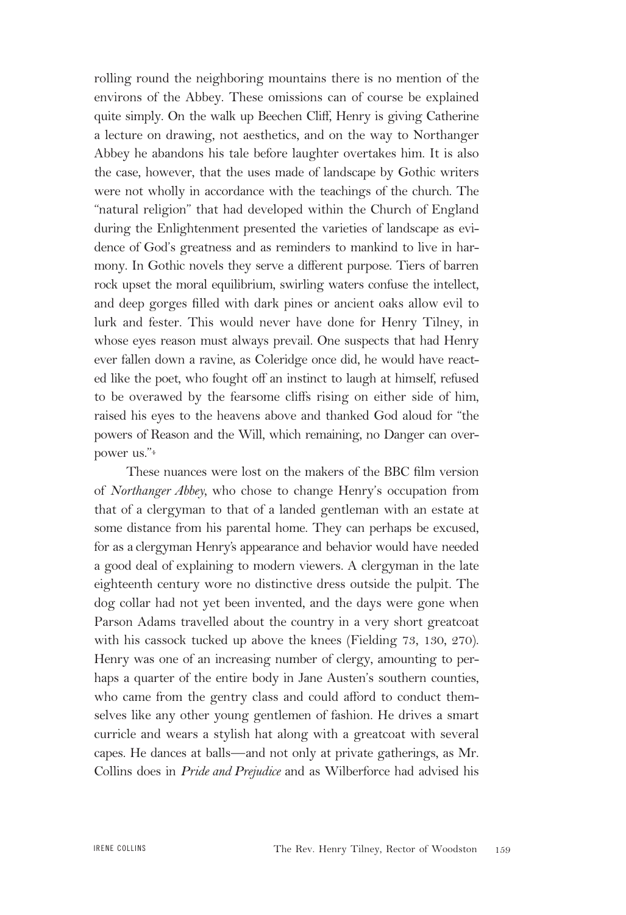rolling round the neighboring mountains there is no mention of the environs of the Abbey. These omissions can of course be explained quite simply. On the walk up Beechen Cliff, Henry is giving Catherine a lecture on drawing, not aesthetics, and on the way to Northanger Abbey he abandons his tale before laughter overtakes him. It is also the case, however, that the uses made of landscape by Gothic writers were not wholly in accordance with the teachings of the church. The "natural religion" that had developed within the Church of England during the Enlightenment presented the varieties of landscape as evidence of God's greatness and as reminders to mankind to live in harmony. In Gothic novels they serve a different purpose. Tiers of barren rock upset the moral equilibrium, swirling waters confuse the intellect, and deep gorges filled with dark pines or ancient oaks allow evil to lurk and fester. This would never have done for Henry Tilney, in whose eyes reason must always prevail. One suspects that had Henry ever fallen down a ravine, as Coleridge once did, he would have reacted like the poet, who fought off an instinct to laugh at himself, refused to be overawed by the fearsome cliffs rising on either side of him, raised his eyes to the heavens above and thanked God aloud for "the powers of Reason and the Will, which remaining, no Danger can overpower us."[4]

These nuances were lost on the makers of the BBC film version of *Northanger Abbey*, who chose to change Henry's occupation from that of a clergyman to that of a landed gentleman with an estate at some distance from his parental home. They can perhaps be excused, for as a clergyman Henry's appearance and behavior would have needed a good deal of explaining to modern viewers. A clergyman in the late eighteenth century wore no distinctive dress outside the pulpit. The dog collar had not yet been invented, and the days were gone when Parson Adams travelled about the country in a very short greatcoat with his cassock tucked up above the knees (Fielding 73, 130, 270). Henry was one of an increasing number of clergy, amounting to perhaps a quarter of the entire body in Jane Austen's southern counties, who came from the gentry class and could afford to conduct themselves like any other young gentlemen of fashion. He drives a smart curricle and wears a stylish hat along with a greatcoat with several capes. He dances at balls—and not only at private gatherings, as Mr. Collins does in *Pride and Prejudice* and as Wilberforce had advised his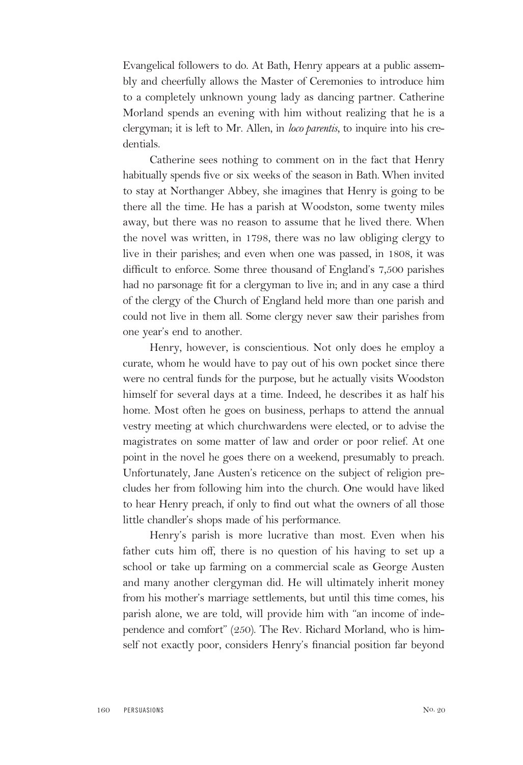Evangelical followers to do. At Bath, Henry appears at a public assembly and cheerfully allows the Master of Ceremonies to introduce him to a completely unknown young lady as dancing partner. Catherine Morland spends an evening with him without realizing that he is a clergyman; it is left to Mr. Allen, in *loco parentis*, to inquire into his credentials.

Catherine sees nothing to comment on in the fact that Henry habitually spends five or six weeks of the season in Bath. When invited to stay at Northanger Abbey, she imagines that Henry is going to be there all the time. He has a parish at Woodston, some twenty miles away, but there was no reason to assume that he lived there. When the novel was written, in 1798, there was no law obliging clergy to live in their parishes; and even when one was passed, in 1808, it was difficult to enforce. Some three thousand of England's 7,500 parishes had no parsonage fit for a clergyman to live in; and in any case a third of the clergy of the Church of England held more than one parish and could not live in them all. Some clergy never saw their parishes from one year's end to another.

Henry, however, is conscientious. Not only does he employ a curate, whom he would have to pay out of his own pocket since there were no central funds for the purpose, but he actually visits Woodston himself for several days at a time. Indeed, he describes it as half his home. Most often he goes on business, perhaps to attend the annual vestry meeting at which churchwardens were elected, or to advise the magistrates on some matter of law and order or poor relief. At one point in the novel he goes there on a weekend, presumably to preach. Unfortunately, Jane Austen's reticence on the subject of religion precludes her from following him into the church. One would have liked to hear Henry preach, if only to find out what the owners of all those little chandler's shops made of his performance.

Henry's parish is more lucrative than most. Even when his father cuts him off, there is no question of his having to set up a school or take up farming on a commercial scale as George Austen and many another clergyman did. He will ultimately inherit money from his mother's marriage settlements, but until this time comes, his parish alone, we are told, will provide him with "an income of independence and comfort" (250). The Rev. Richard Morland, who is himself not exactly poor, considers Henry's financial position far beyond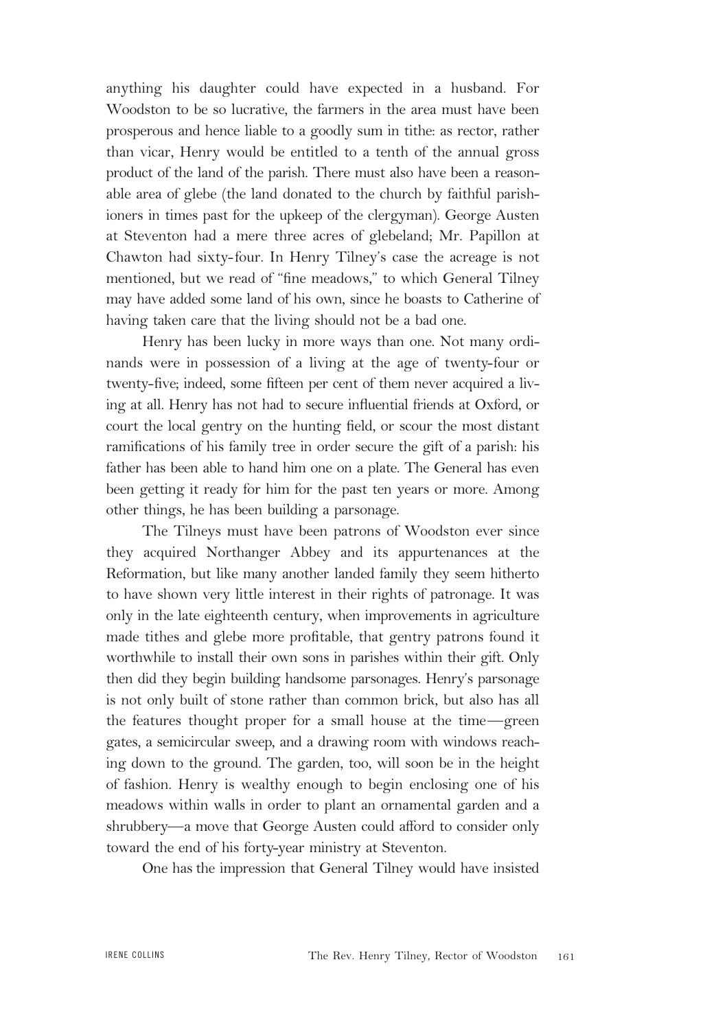anything his daughter could have expected in a husband. For Woodston to be so lucrative, the farmers in the area must have been prosperous and hence liable to a goodly sum in tithe: as rector, rather than vicar, Henry would be entitled to a tenth of the annual gross product of the land of the parish. There must also have been a reasonable area of glebe (the land donated to the church by faithful parishioners in times past for the upkeep of the clergyman). George Austen at Steventon had a mere three acres of glebeland; Mr. Papillon at Chawton had sixty-four. In Henry Tilney's case the acreage is not mentioned, but we read of "fine meadows," to which General Tilney may have added some land of his own, since he boasts to Catherine of having taken care that the living should not be a bad one.

Henry has been lucky in more ways than one. Not many ordinands were in possession of a living at the age of twenty-four or twenty-five; indeed, some fifteen per cent of them never acquired a living at all. Henry has not had to secure influential friends at Oxford, or court the local gentry on the hunting field, or scour the most distant ramifications of his family tree in order secure the gift of a parish: his father has been able to hand him one on a plate. The General has even been getting it ready for him for the past ten years or more. Among other things, he has been building a parsonage.

The Tilneys must have been patrons of Woodston ever since they acquired Northanger Abbey and its appurtenances at the Reformation, but like many another landed family they seem hitherto to have shown very little interest in their rights of patronage. It was only in the late eighteenth century, when improvements in agriculture made tithes and glebe more profitable, that gentry patrons found it worthwhile to install their own sons in parishes within their gift. Only then did they begin building handsome parsonages. Henry's parsonage is not only built of stone rather than common brick, but also has all the features thought proper for a small house at the time—green gates, a semicircular sweep, and a drawing room with windows reaching down to the ground. The garden, too, will soon be in the height of fashion. Henry is wealthy enough to begin enclosing one of his meadows within walls in order to plant an ornamental garden and a shrubbery—a move that George Austen could afford to consider only toward the end of his forty-year ministry at Steventon.

One has the impression that General Tilney would have insisted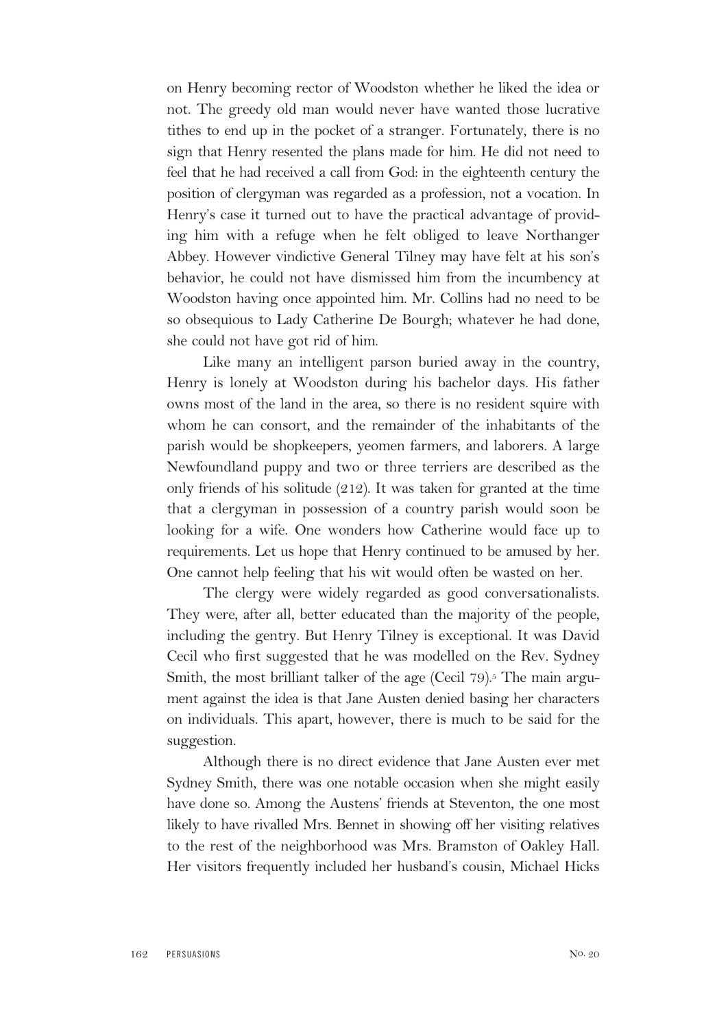on Henry becoming rector of Woodston whether he liked the idea or not. The greedy old man would never have wanted those lucrative tithes to end up in the pocket of a stranger. Fortunately, there is no sign that Henry resented the plans made for him. He did not need to feel that he had received a call from God: in the eighteenth century the position of clergyman was regarded as a profession, not a vocation. In Henry's case it turned out to have the practical advantage of providing him with a refuge when he felt obliged to leave Northanger Abbey. However vindictive General Tilney may have felt at his son's behavior, he could not have dismissed him from the incumbency at Woodston having once appointed him. Mr. Collins had no need to be so obsequious to Lady Catherine De Bourgh; whatever he had done, she could not have got rid of him.

Like many an intelligent parson buried away in the country, Henry is lonely at Woodston during his bachelor days. His father owns most of the land in the area, so there is no resident squire with whom he can consort, and the remainder of the inhabitants of the parish would be shopkeepers, yeomen farmers, and laborers. A large Newfoundland puppy and two or three terriers are described as the only friends of his solitude (212). It was taken for granted at the time that a clergyman in possession of a country parish would soon be looking for a wife. One wonders how Catherine would face up to requirements. Let us hope that Henry continued to be amused by her. One cannot help feeling that his wit would often be wasted on her.

The clergy were widely regarded as good conversationalists. They were, after all, better educated than the majority of the people, including the gentry. But Henry Tilney is exceptional. It was David Cecil who first suggested that he was modelled on the Rev. Sydney Smith, the most brilliant talker of the age (Cecil 79).[5] The main argument against the idea is that Jane Austen denied basing her characters on individuals. This apart, however, there is much to be said for the suggestion.

Although there is no direct evidence that Jane Austen ever met Sydney Smith, there was one notable occasion when she might easily have done so. Among the Austens' friends at Steventon, the one most likely to have rivalled Mrs. Bennet in showing off her visiting relatives to the rest of the neighborhood was Mrs. Bramston of Oakley Hall. Her visitors frequently included her husband's cousin, Michael Hicks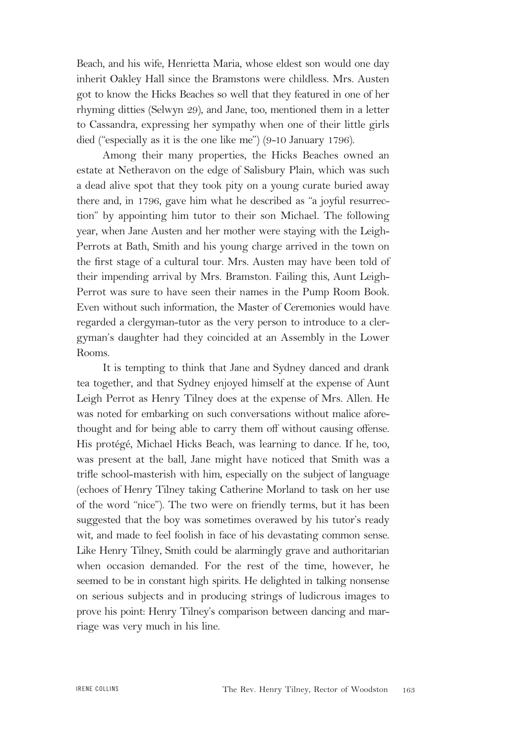Beach, and his wife, Henrietta Maria, whose eldest son would one day inherit Oakley Hall since the Bramstons were childless. Mrs. Austen got to know the Hicks Beaches so well that they featured in one of her rhyming ditties (Selwyn 29), and Jane, too, mentioned them in a letter to Cassandra, expressing her sympathy when one of their little girls died ("especially as it is the one like me") (9-10 January 1796).

Among their many properties, the Hicks Beaches owned an estate at Netheravon on the edge of Salisbury Plain, which was such a dead alive spot that they took pity on a young curate buried away there and, in 1796, gave him what he described as "a joyful resurrection" by appointing him tutor to their son Michael. The following year, when Jane Austen and her mother were staying with the Leigh-Perrots at Bath, Smith and his young charge arrived in the town on the first stage of a cultural tour. Mrs. Austen may have been told of their impending arrival by Mrs. Bramston. Failing this, Aunt Leigh-Perrot was sure to have seen their names in the Pump Room Book. Even without such information, the Master of Ceremonies would have regarded a clergyman-tutor as the very person to introduce to a clergyman's daughter had they coincided at an Assembly in the Lower Rooms.

It is tempting to think that Jane and Sydney danced and drank tea together, and that Sydney enjoyed himself at the expense of Aunt Leigh Perrot as Henry Tilney does at the expense of Mrs. Allen. He was noted for embarking on such conversations without malice aforethought and for being able to carry them off without causing offense. His protégé, Michael Hicks Beach, was learning to dance. If he, too, was present at the ball, Jane might have noticed that Smith was a trifle school-masterish with him, especially on the subject of language (echoes of Henry Tilney taking Catherine Morland to task on her use of the word "nice"). The two were on friendly terms, but it has been suggested that the boy was sometimes overawed by his tutor's ready wit, and made to feel foolish in face of his devastating common sense. Like Henry Tilney, Smith could be alarmingly grave and authoritarian when occasion demanded. For the rest of the time, however, he seemed to be in constant high spirits. He delighted in talking nonsense on serious subjects and in producing strings of ludicrous images to prove his point: Henry Tilney's comparison between dancing and marriage was very much in his line.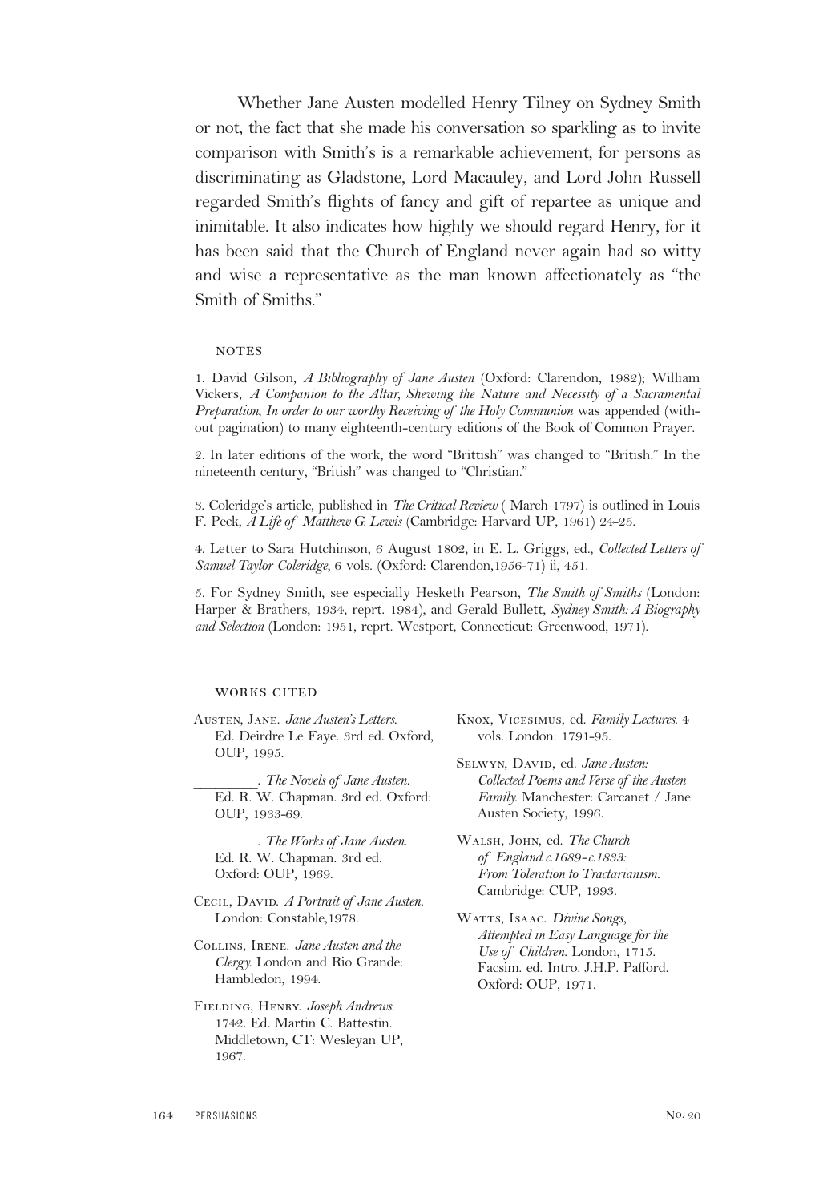Whether Jane Austen modelled Henry Tilney on Sydney Smith or not, the fact that she made his conversation so sparkling as to invite comparison with Smith's is a remarkable achievement, for persons as discriminating as Gladstone, Lord Macauley, and Lord John Russell regarded Smith's flights of fancy and gift of repartee as unique and inimitable. It also indicates how highly we should regard Henry, for it has been said that the Church of England never again had so witty and wise a representative as the man known affectionately as "the Smith of Smiths."

## NOTES

1. David Gilson, *A Bibliography of Jane Austen* (Oxford: Clarendon, 1982); William Vickers, *A Companion to the Altar, Shewing the Nature and Necessity of a Sacramental Preparation, In order to our worthy Receiving of the Holy Communion* was appended (without pagination) to many eighteenth-century editions of the Book of Common Prayer.

2. In later editions of the work, the word "Brittish" was changed to "British." In the nineteenth century, "British" was changed to "Christian."

3. Coleridge's article, published in *The Critical Review* ( March 1797) is outlined in Louis F. Peck, *A Life of Matthew G. Lewis* (Cambridge: Harvard UP, 1961) 24-25.

4. Letter to Sara Hutchinson, 6 August 1802, in E. L. Griggs, ed., *Collected Letters of Samuel Taylor Coleridge*, 6 vols. (Oxford: Clarendon,1956-71) ii, 451.

5. For Sydney Smith, see especially Hesketh Pearson, *The Smith of Smiths* (London: Harper & Brathers, 1934, reprt. 1984), and Gerald Bullett, *Sydney Smith: A Biography and Selection* (London: 1951, reprt. Westport, Connecticut: Greenwood, 1971).

## WORKS CITED

Austen, Jane. *Jane Austen's Letters.* Ed. Deirdre Le Faye. 3rd ed. Oxford, OUP, 1995.

\_\_\_\_\_\_\_\_. *The Novels of Jane Austen.* Ed. R. W. Chapman. 3rd ed. Oxford: OUP, 1933-69.

\_\_\_\_\_\_\_\_. *The Works of Jane Austen.* Ed. R. W. Chapman. 3rd ed. Oxford: OUP, 1969.

Cecil, David. *A Portrait of Jane Austen.* London: Constable,1978.

Collins, Irene. *Jane Austen and the Clergy.* London and Rio Grande: Hambledon, 1994.

Fielding, Henry. *Joseph Andrews.* 1742. Ed. Martin C. Battestin. Middletown, CT: Wesleyan UP, 1967.

Knox, Vicesimus, ed. *Family Lectures.* 4 vols. London: 1791-95.

Selwyn, David, ed. *Jane Austen: Collected Poems and Verse of the Austen Family.* Manchester: Carcanet / Jane Austen Society, 1996.

Walsh, John, ed. *The Church of England c.1689-c.1833: From Toleration to Tractarianism.* Cambridge: CUP, 1993.

Watts, Isaac. *Divine Songs, Attempted in Easy Language for the Use of Children.* London, 1715. Facsim. ed. Intro. J.H.P. Pafford. Oxford: OUP, 1971.